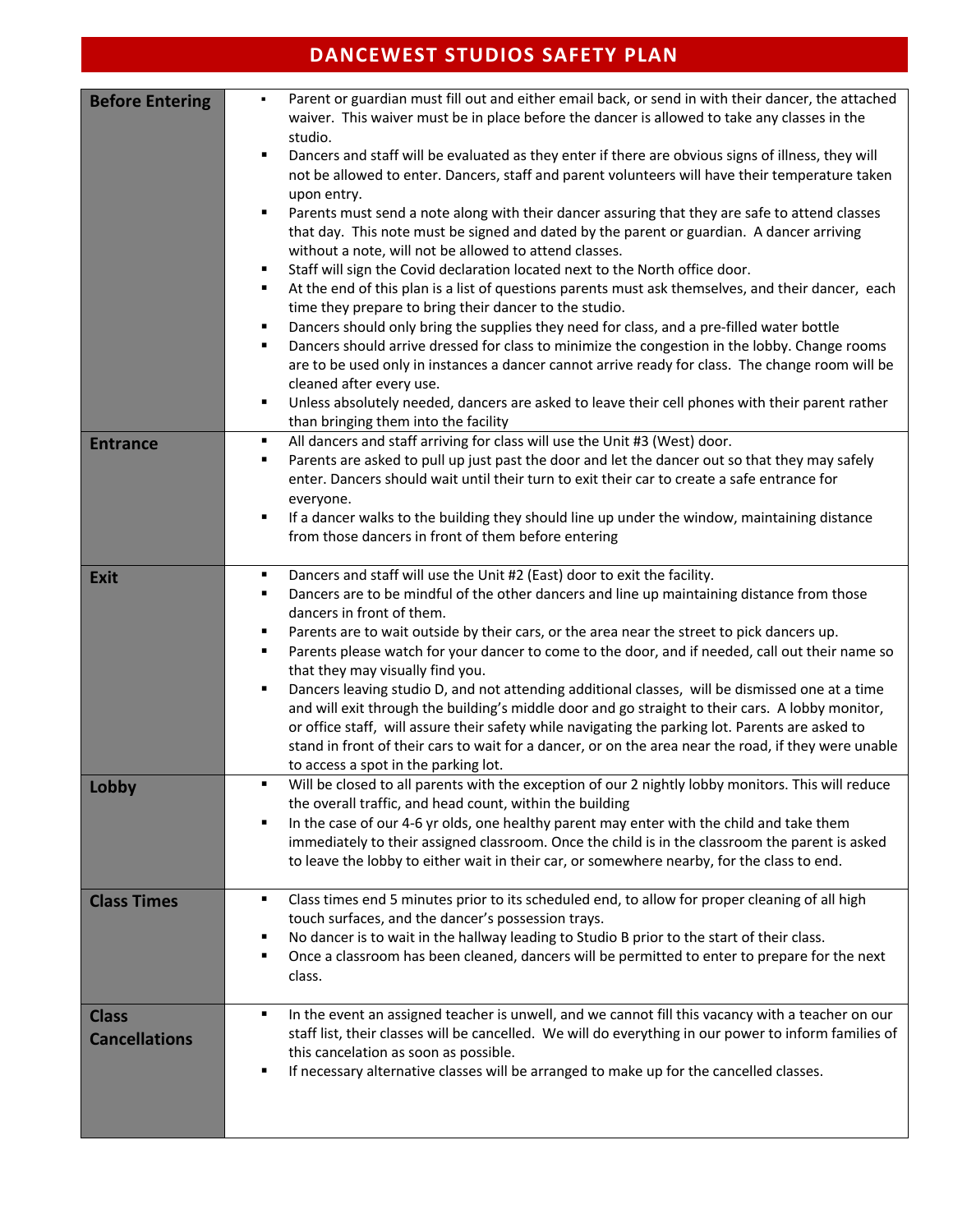# DANCEWEST STUDIOS SAFETY PLAN

## Before Entering

- Parent or guardian must fill out and either email back, or send in with their dancer, the attached waiver. This waiver must be in place before the dancer is allowed to take any classes in the studio.
- Dancers and staff will be evaluated as they enter if there are obvious signs of illness, they will not be allowed to enter. Dancers, staff and parent volunteers will have their temperature taken upon entry.
- Parents must send a note along with their dancer assuring that they are safe to attend classes that day. This note must be signed and dated by the parent or guardian. A dancer arriving without a note, will not be allowed to attend classes.
- Staff will sign the Covid declaration located next to the North office door.
- At the end of this plan is a list of questions parents must ask themselves, and their dancer, each time they prepare to bring their dancer to the studio.
- Dancers should only bring the supplies they need for class, and a pre-filled water bottle
- Dancers should arrive dressed for class to minimize the congestion in the lobby. Change rooms are to be used only in instances a dancer cannot arrive ready for class. The change room will be cleaned after every use.
- Unless absolutely needed, dancers are asked to leave their cell phones with their parent rather than bringing them into the facility

## Entrance

- All dancers and staff arriving for class will use the Unit #3 (West) door.
- Parents are asked to pull up just past the door and let the dancer out so that they may safely enter. Dancers should wait until their turn to exit their car to create a safe entrance for everyone.
- If a dancer walks to the building they should line up under the window, maintaining distance from those dancers in front of them before entering

## Exit

- Dancers and staff will use the Unit #2 (East) door to exit the facility.
- Dancers are to be mindful of the other dancers and line up maintaining distance from those dancers in front of them.
- Parents are to wait outside by their cars, or the area near the street to pick dancers up.
- Parents please watch for your dancer to come to the door, and if needed, call out their name so that they may visually find you.
- Dancers leaving studio D, and not attending additional classes, will be dismissed one at a time and will exit through the building's middle door and go straight to their cars. A lobby monitor, or office staff, will assure their safety while navigating the parking lot. Parents are asked to stand in front of their cars to wait for a dancer, or on the area near the road, if they were unable to access a spot in the parking lot.

## Lobby

- Will be closed to all parents with the exception of our 2 nightly lobby monitors. This will reduce the overall traffic, and head count, within the building
- In the case of our 4-6 yr olds, one healthy parent may enter with the child and take them immediately to their assigned classroom. Once the child is in the classroom the parent is asked to leave the lobby to either wait in their car, or somewhere nearby, for the class to end.

## Class Times

- Class times end 5 minutes prior to its scheduled end, to allow for proper cleaning of all high touch surfaces, and the dancer's possession trays.
- No dancer is to wait in the hallway leading to Studio B prior to the start of their class.
- Once a classroom has been cleaned, dancers will be permitted to enter to prepare for the next class.

## Class Cancellations

- In the event an assigned teacher is unwell, and we cannot fill this vacancy with a teacher on our staff list, their classes will be cancelled. We will do everything in our power to inform families of this cancelation as soon as possible.
- If necessary alternative classes will be arranged to make up for the cancelled classes.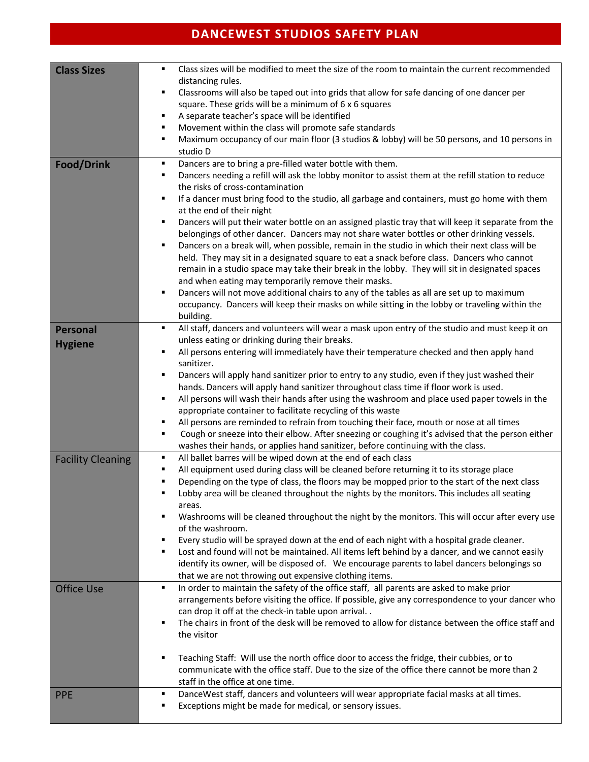# DANCEWEST STUDIOS SAFETY PLAN

| | |
|---|---|
| **Class Sizes** | ▪ Class sizes will be modified to meet the size of the room to maintain the current recommended distancing rules.<br>▪ Classrooms will also be taped out into grids that allow for safe dancing of one dancer per square. These grids will be a minimum of 6 x 6 squares<br>▪ A separate teacher's space will be identified<br>▪ Movement within the class will promote safe standards<br>▪ Maximum occupancy of our main floor (3 studios & lobby) will be 50 persons, and 10 persons in studio D |
| **Food/Drink** | ▪ Dancers are to bring a pre-filled water bottle with them.<br>▪ Dancers needing a refill will ask the lobby monitor to assist them at the refill station to reduce the risks of cross-contamination<br>▪ If a dancer must bring food to the studio, all garbage and containers, must go home with them at the end of their night<br>▪ Dancers will put their water bottle on an assigned plastic tray that will keep it separate from the belongings of other dancer. Dancers may not share water bottles or other drinking vessels.<br>▪ Dancers on a break will, when possible, remain in the studio in which their next class will be held. They may sit in a designated square to eat a snack before class. Dancers who cannot remain in a studio space may take their break in the lobby. They will sit in designated spaces and when eating may temporarily remove their masks.<br>▪ Dancers will not move additional chairs to any of the tables as all are set up to maximum occupancy. Dancers will keep their masks on while sitting in the lobby or traveling within the building. |
| **Personal Hygiene** | ▪ All staff, dancers and volunteers will wear a mask upon entry of the studio and must keep it on unless eating or drinking during their breaks.<br>▪ All persons entering will immediately have their temperature checked and then apply hand sanitizer.<br>▪ Dancers will apply hand sanitizer prior to entry to any studio, even if they just washed their hands. Dancers will apply hand sanitizer throughout class time if floor work is used.<br>▪ All persons will wash their hands after using the washroom and place used paper towels in the appropriate container to facilitate recycling of this waste<br>▪ All persons are reminded to refrain from touching their face, mouth or nose at all times<br>▪ Cough or sneeze into their elbow. After sneezing or coughing it's advised that the person either washes their hands, or applies hand sanitizer, before continuing with the class. |
| Facility Cleaning | ▪ All ballet barres will be wiped down at the end of each class<br>▪ All equipment used during class will be cleaned before returning it to its storage place<br>▪ Depending on the type of class, the floors may be mopped prior to the start of the next class<br>▪ Lobby area will be cleaned throughout the nights by the monitors. This includes all seating areas.<br>▪ Washrooms will be cleaned throughout the night by the monitors. This will occur after every use of the washroom.<br>▪ Every studio will be sprayed down at the end of each night with a hospital grade cleaner.<br>▪ Lost and found will not be maintained. All items left behind by a dancer, and we cannot easily identify its owner, will be disposed of. We encourage parents to label dancers belongings so that we are not throwing out expensive clothing items. |
| Office Use | ▪ In order to maintain the safety of the office staff, all parents are asked to make prior arrangements before visiting the office. If possible, give any correspondence to your dancer who can drop it off at the check-in table upon arrival. .<br>▪ The chairs in front of the desk will be removed to allow for distance between the office staff and the visitor<br><br>▪ Teaching Staff: Will use the north office door to access the fridge, their cubbies, or to communicate with the office staff. Due to the size of the office there cannot be more than 2 staff in the office at one time. |
| PPE | ▪ DanceWest staff, dancers and volunteers will wear appropriate facial masks at all times.<br>▪ Exceptions might be made for medical, or sensory issues. |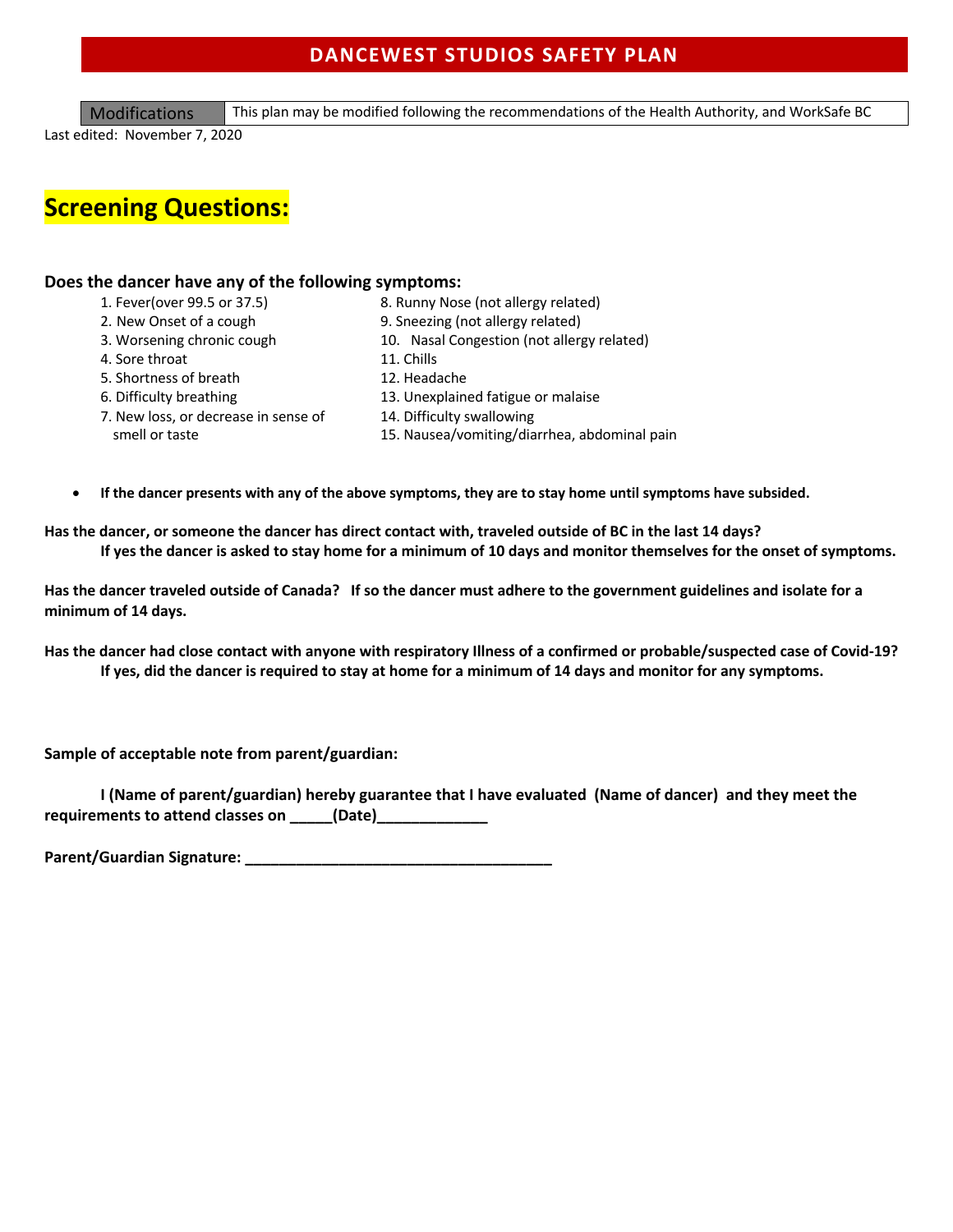# DANCEWEST STUDIOS SAFETY PLAN

| Modifications | This plan may be modified following the recommendations of the Health Authority, and WorkSafe BC |
|---|---|

Last edited: November 7, 2020

## Screening Questions:

### Does the dancer have any of the following symptoms:

1. Fever(over 99.5 or 37.5)
2. New Onset of a cough
3. Worsening chronic cough
4. Sore throat
5. Shortness of breath
6. Difficulty breathing
7. New loss, or decrease in sense of smell or taste
8. Runny Nose (not allergy related)
9. Sneezing (not allergy related)
10. Nasal Congestion (not allergy related)
11. Chills
12. Headache
13. Unexplained fatigue or malaise
14. Difficulty swallowing
15. Nausea/vomiting/diarrhea, abdominal pain

- **If the dancer presents with any of the above symptoms, they are to stay home until symptoms have subsided.**

**Has the dancer, or someone the dancer has direct contact with, traveled outside of BC in the last 14 days?**
**If yes the dancer is asked to stay home for a minimum of 10 days and monitor themselves for the onset of symptoms.**

**Has the dancer traveled outside of Canada? If so the dancer must adhere to the government guidelines and isolate for a minimum of 14 days.**

**Has the dancer had close contact with anyone with respiratory Illness of a confirmed or probable/suspected case of Covid-19?**
**If yes, did the dancer is required to stay at home for a minimum of 14 days and monitor for any symptoms.**

**Sample of acceptable note from parent/guardian:**

**I (Name of parent/guardian) hereby guarantee that I have evaluated (Name of dancer) and they meet the requirements to attend classes on _____(Date)_____________**

**Parent/Guardian Signature: ____________________________________**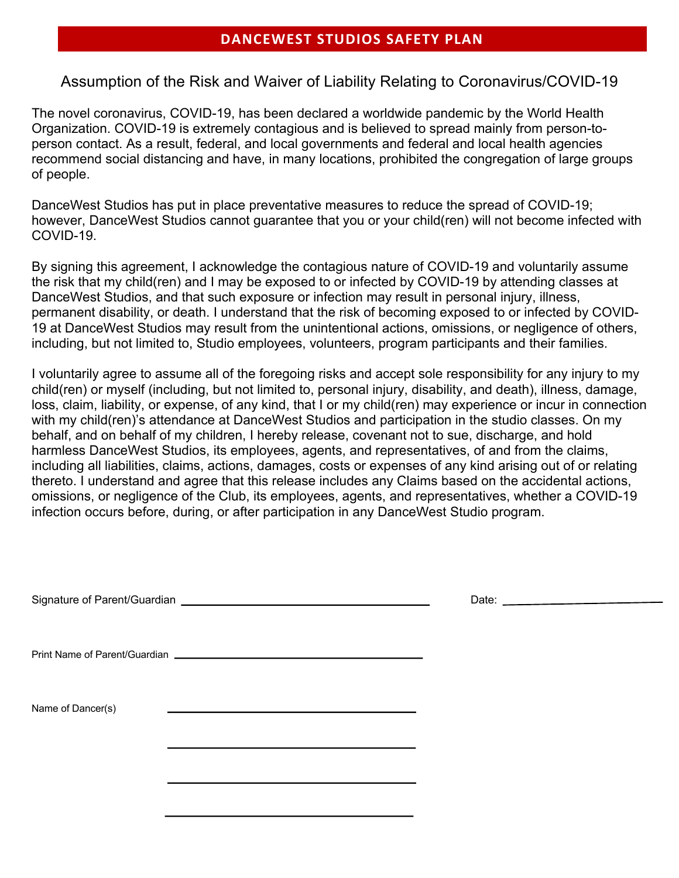# DANCEWEST STUDIOS SAFETY PLAN

## Assumption of the Risk and Waiver of Liability Relating to Coronavirus/COVID-19

The novel coronavirus, COVID-19, has been declared a worldwide pandemic by the World Health Organization. COVID-19 is extremely contagious and is believed to spread mainly from person-to-person contact. As a result, federal, and local governments and federal and local health agencies recommend social distancing and have, in many locations, prohibited the congregation of large groups of people.

DanceWest Studios has put in place preventative measures to reduce the spread of COVID-19; however, DanceWest Studios cannot guarantee that you or your child(ren) will not become infected with COVID-19.

By signing this agreement, I acknowledge the contagious nature of COVID-19 and voluntarily assume the risk that my child(ren) and I may be exposed to or infected by COVID-19 by attending classes at DanceWest Studios, and that such exposure or infection may result in personal injury, illness, permanent disability, or death. I understand that the risk of becoming exposed to or infected by COVID-19 at DanceWest Studios may result from the unintentional actions, omissions, or negligence of others, including, but not limited to, Studio employees, volunteers, program participants and their families.

I voluntarily agree to assume all of the foregoing risks and accept sole responsibility for any injury to my child(ren) or myself (including, but not limited to, personal injury, disability, and death), illness, damage, loss, claim, liability, or expense, of any kind, that I or my child(ren) may experience or incur in connection with my child(ren)'s attendance at DanceWest Studios and participation in the studio classes. On my behalf, and on behalf of my children, I hereby release, covenant not to sue, discharge, and hold harmless DanceWest Studios, its employees, agents, and representatives, of and from the claims, including all liabilities, claims, actions, damages, costs or expenses of any kind arising out of or relating thereto. I understand and agree that this release includes any Claims based on the accidental actions, omissions, or negligence of the Club, its employees, agents, and representatives, whether a COVID-19 infection occurs before, during, or after participation in any DanceWest Studio program.

Signature of Parent/Guardian ______________________________ Date: ____________________

Print Name of Parent/Guardian ______________________________

Name of Dancer(s) ______________________________

______________________________

______________________________

______________________________